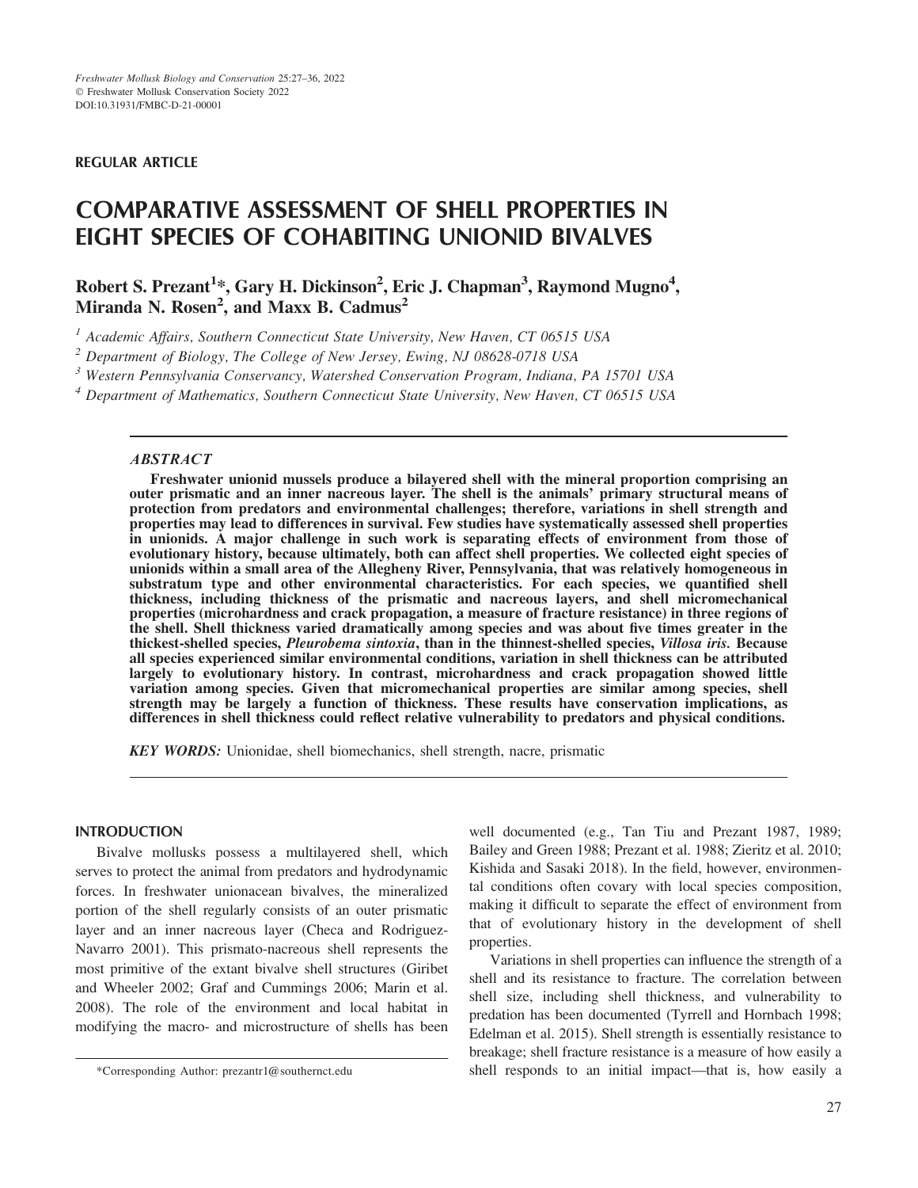REGULAR ARTICLE

# COMPARATIVE ASSESSMENT OF SHELL PROPERTIES IN EIGHT SPECIES OF COHABITING UNIONID BIVALVES

**Robert S. Prezant[1]*, Gary H. Dickinson[2], Eric J. Chapman[3], Raymond Mugno[4], Miranda N. Rosen[2], and Maxx B. Cadmus[2]**

[1] *Academic Affairs, Southern Connecticut State University, New Haven, CT 06515 USA*

[2] *Department of Biology, The College of New Jersey, Ewing, NJ 08628-0718 USA*

[3] *Western Pennsylvania Conservancy, Watershed Conservation Program, Indiana, PA 15701 USA*

[4] *Department of Mathematics, Southern Connecticut State University, New Haven, CT 06515 USA*

## ABSTRACT

**Freshwater unionid mussels produce a bilayered shell with the mineral proportion comprising an outer prismatic and an inner nacreous layer. The shell is the animals' primary structural means of protection from predators and environmental challenges; therefore, variations in shell strength and properties may lead to differences in survival. Few studies have systematically assessed shell properties in unionids. A major challenge in such work is separating effects of environment from those of evolutionary history, because ultimately, both can affect shell properties. We collected eight species of unionids within a small area of the Allegheny River, Pennsylvania, that was relatively homogeneous in substratum type and other environmental characteristics. For each species, we quantified shell thickness, including thickness of the prismatic and nacreous layers, and shell micromechanical properties (microhardness and crack propagation, a measure of fracture resistance) in three regions of the shell. Shell thickness varied dramatically among species and was about five times greater in the thickest-shelled species, *Pleurobema sintoxia*, than in the thinnest-shelled species, *Villosa iris*. Because all species experienced similar environmental conditions, variation in shell thickness can be attributed largely to evolutionary history. In contrast, microhardness and crack propagation showed little variation among species. Given that micromechanical properties are similar among species, shell strength may be largely a function of thickness. These results have conservation implications, as differences in shell thickness could reflect relative vulnerability to predators and physical conditions.**

***KEY WORDS:*** Unionidae, shell biomechanics, shell strength, nacre, prismatic

## INTRODUCTION

Bivalve mollusks possess a multilayered shell, which serves to protect the animal from predators and hydrodynamic forces. In freshwater unionacean bivalves, the mineralized portion of the shell regularly consists of an outer prismatic layer and an inner nacreous layer (Checa and Rodriguez-Navarro 2001). This prismato-nacreous shell represents the most primitive of the extant bivalve shell structures (Giribet and Wheeler 2002; Graf and Cummings 2006; Marin et al. 2008). The role of the environment and local habitat in modifying the macro- and microstructure of shells has been well documented (e.g., Tan Tiu and Prezant 1987, 1989; Bailey and Green 1988; Prezant et al. 1988; Zieritz et al. 2010; Kishida and Sasaki 2018). In the field, however, environmental conditions often covary with local species composition, making it difficult to separate the effect of environment from that of evolutionary history in the development of shell properties.

Variations in shell properties can influence the strength of a shell and its resistance to fracture. The correlation between shell size, including shell thickness, and vulnerability to predation has been documented (Tyrrell and Hornbach 1998; Edelman et al. 2015). Shell strength is essentially resistance to breakage; shell fracture resistance is a measure of how easily a shell responds to an initial impact—that is, how easily a

*Corresponding Author: prezantr1@southernct.edu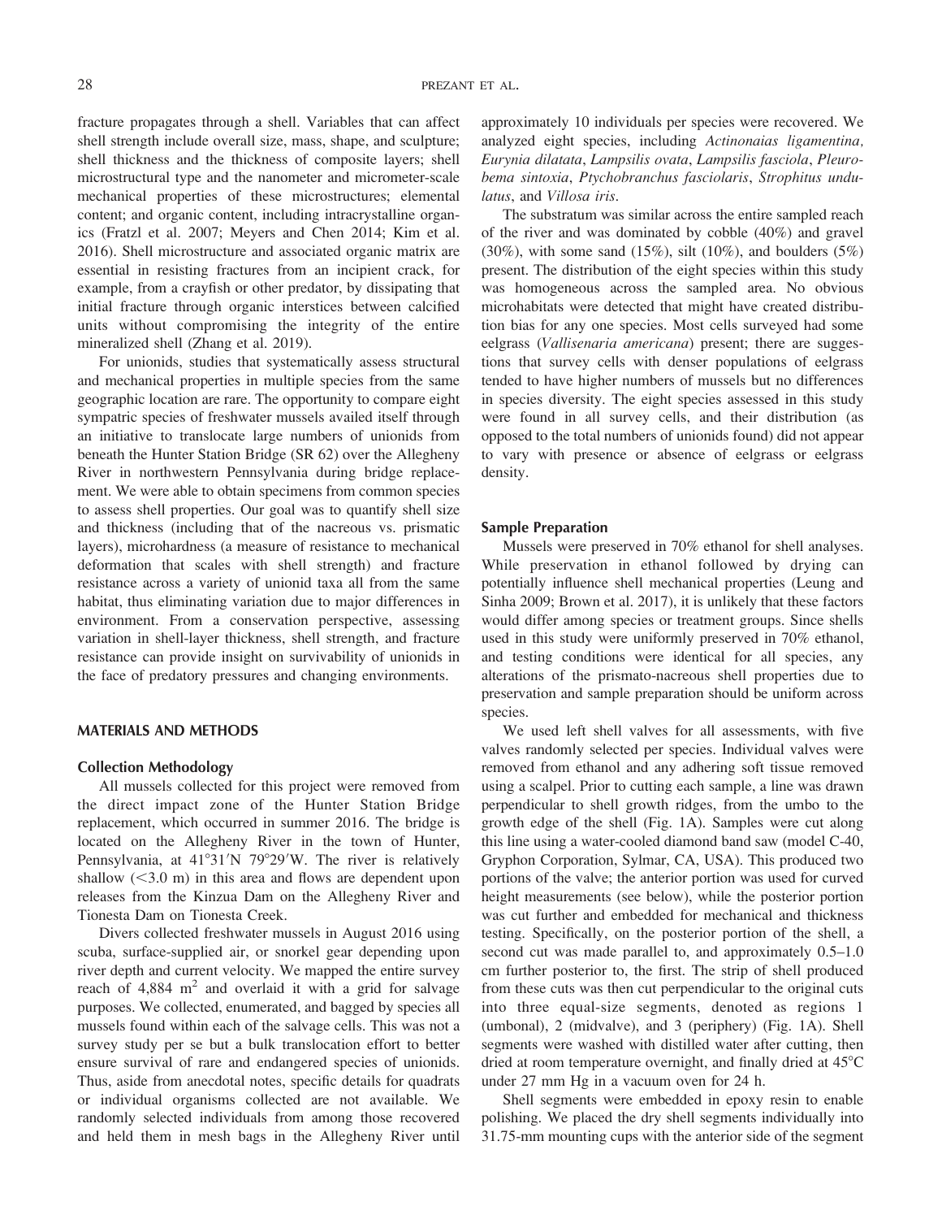fracture propagates through a shell. Variables that can affect shell strength include overall size, mass, shape, and sculpture; shell thickness and the thickness of composite layers; shell microstructural type and the nanometer and micrometer-scale mechanical properties of these microstructures; elemental content; and organic content, including intracrystalline organics (Fratzl et al. 2007; Meyers and Chen 2014; Kim et al. 2016). Shell microstructure and associated organic matrix are essential in resisting fractures from an incipient crack, for example, from a crayfish or other predator, by dissipating that initial fracture through organic interstices between calcified units without compromising the integrity of the entire mineralized shell (Zhang et al. 2019).

For unionids, studies that systematically assess structural and mechanical properties in multiple species from the same geographic location are rare. The opportunity to compare eight sympatric species of freshwater mussels availed itself through an initiative to translocate large numbers of unionids from beneath the Hunter Station Bridge (SR 62) over the Allegheny River in northwestern Pennsylvania during bridge replacement. We were able to obtain specimens from common species to assess shell properties. Our goal was to quantify shell size and thickness (including that of the nacreous vs. prismatic layers), microhardness (a measure of resistance to mechanical deformation that scales with shell strength) and fracture resistance across a variety of unionid taxa all from the same habitat, thus eliminating variation due to major differences in environment. From a conservation perspective, assessing variation in shell-layer thickness, shell strength, and fracture resistance can provide insight on survivability of unionids in the face of predatory pressures and changing environments.

## MATERIALS AND METHODS

### Collection Methodology

All mussels collected for this project were removed from the direct impact zone of the Hunter Station Bridge replacement, which occurred in summer 2016. The bridge is located on the Allegheny River in the town of Hunter, Pennsylvania, at 41°31′N 79°29′W. The river is relatively shallow (<3.0 m) in this area and flows are dependent upon releases from the Kinzua Dam on the Allegheny River and Tionesta Dam on Tionesta Creek.

Divers collected freshwater mussels in August 2016 using scuba, surface-supplied air, or snorkel gear depending upon river depth and current velocity. We mapped the entire survey reach of 4,884 $m^2$ and overlaid it with a grid for salvage purposes. We collected, enumerated, and bagged by species all mussels found within each of the salvage cells. This was not a survey study per se but a bulk translocation effort to better ensure survival of rare and endangered species of unionids. Thus, aside from anecdotal notes, specific details for quadrats or individual organisms collected are not available. We randomly selected individuals from among those recovered and held them in mesh bags in the Allegheny River until approximately 10 individuals per species were recovered. We analyzed eight species, including *Actinonaias ligamentina, Eurynia dilatata, Lampsilis ovata, Lampsilis fasciola, Pleurobema sintoxia, Ptychobranchus fasciolaris, Strophitus undulatus*, and *Villosa iris*.

The substratum was similar across the entire sampled reach of the river and was dominated by cobble (40%) and gravel (30%), with some sand (15%), silt (10%), and boulders (5%) present. The distribution of the eight species within this study was homogeneous across the sampled area. No obvious microhabitats were detected that might have created distribution bias for any one species. Most cells surveyed had some eelgrass (*Vallisenaria americana*) present; there are suggestions that survey cells with denser populations of eelgrass tended to have higher numbers of mussels but no differences in species diversity. The eight species assessed in this study were found in all survey cells, and their distribution (as opposed to the total numbers of unionids found) did not appear to vary with presence or absence of eelgrass or eelgrass density.

### Sample Preparation

Mussels were preserved in 70% ethanol for shell analyses. While preservation in ethanol followed by drying can potentially influence shell mechanical properties (Leung and Sinha 2009; Brown et al. 2017), it is unlikely that these factors would differ among species or treatment groups. Since shells used in this study were uniformly preserved in 70% ethanol, and testing conditions were identical for all species, any alterations of the prismato-nacreous shell properties due to preservation and sample preparation should be uniform across species.

We used left shell valves for all assessments, with five valves randomly selected per species. Individual valves were removed from ethanol and any adhering soft tissue removed using a scalpel. Prior to cutting each sample, a line was drawn perpendicular to shell growth ridges, from the umbo to the growth edge of the shell (Fig. 1A). Samples were cut along this line using a water-cooled diamond band saw (model C-40, Gryphon Corporation, Sylmar, CA, USA). This produced two portions of the valve; the anterior portion was used for curved height measurements (see below), while the posterior portion was cut further and embedded for mechanical and thickness testing. Specifically, on the posterior portion of the shell, a second cut was made parallel to, and approximately 0.5–1.0 cm further posterior to, the first. The strip of shell produced from these cuts was then cut perpendicular to the original cuts into three equal-size segments, denoted as regions 1 (umbonal), 2 (midvalve), and 3 (periphery) (Fig. 1A). Shell segments were washed with distilled water after cutting, then dried at room temperature overnight, and finally dried at 45°C under 27 mm Hg in a vacuum oven for 24 h.

Shell segments were embedded in epoxy resin to enable polishing. We placed the dry shell segments individually into 31.75-mm mounting cups with the anterior side of the segment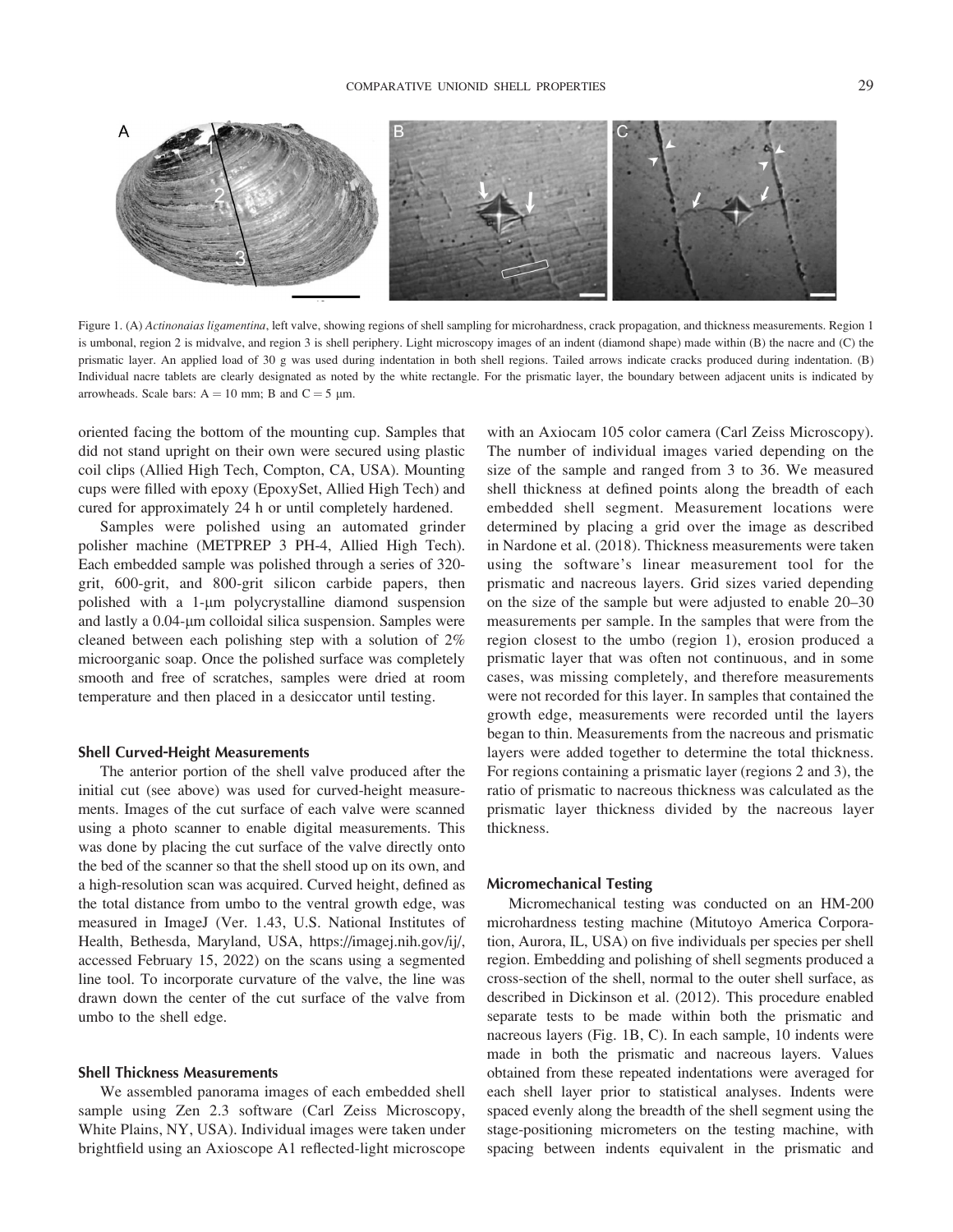A

1

2

3

B

C

Figure 1. (A) *Actinonaias ligamentina*, left valve, showing regions of shell sampling for microhardness, crack propagation, and thickness measurements. Region 1 is umbonal, region 2 is midvalve, and region 3 is shell periphery. Light microscopy images of an indent (diamond shape) made within (B) the nacre and (C) the prismatic layer. An applied load of 30 g was used during indentation in both shell regions. Tailed arrows indicate cracks produced during indentation. (B) Individual nacre tablets are clearly designated as noted by the white rectangle. For the prismatic layer, the boundary between adjacent units is indicated by arrowheads. Scale bars: A = 10 mm; B and C = 5 μm.

oriented facing the bottom of the mounting cup. Samples that did not stand upright on their own were secured using plastic coil clips (Allied High Tech, Compton, CA, USA). Mounting cups were filled with epoxy (EpoxySet, Allied High Tech) and cured for approximately 24 h or until completely hardened.

Samples were polished using an automated grinder polisher machine (METPREP 3 PH-4, Allied High Tech). Each embedded sample was polished through a series of 320-grit, 600-grit, and 800-grit silicon carbide papers, then polished with a 1-μm polycrystalline diamond suspension and lastly a 0.04-μm colloidal silica suspension. Samples were cleaned between each polishing step with a solution of 2% microorganic soap. Once the polished surface was completely smooth and free of scratches, samples were dried at room temperature and then placed in a desiccator until testing.

### Shell Curved-Height Measurements

The anterior portion of the shell valve produced after the initial cut (see above) was used for curved-height measurements. Images of the cut surface of each valve were scanned using a photo scanner to enable digital measurements. This was done by placing the cut surface of the valve directly onto the bed of the scanner so that the shell stood up on its own, and a high-resolution scan was acquired. Curved height, defined as the total distance from umbo to the ventral growth edge, was measured in ImageJ (Ver. 1.43, U.S. National Institutes of Health, Bethesda, Maryland, USA, https://imagej.nih.gov/ij/, accessed February 15, 2022) on the scans using a segmented line tool. To incorporate curvature of the valve, the line was drawn down the center of the cut surface of the valve from umbo to the shell edge.

### Shell Thickness Measurements

We assembled panorama images of each embedded shell sample using Zen 2.3 software (Carl Zeiss Microscopy, White Plains, NY, USA). Individual images were taken under brightfield using an Axioscope A1 reflected-light microscope with an Axiocam 105 color camera (Carl Zeiss Microscopy). The number of individual images varied depending on the size of the sample and ranged from 3 to 36. We measured shell thickness at defined points along the breadth of each embedded shell segment. Measurement locations were determined by placing a grid over the image as described in Nardone et al. (2018). Thickness measurements were taken using the software's linear measurement tool for the prismatic and nacreous layers. Grid sizes varied depending on the size of the sample but were adjusted to enable 20–30 measurements per sample. In the samples that were from the region closest to the umbo (region 1), erosion produced a prismatic layer that was often not continuous, and in some cases, was missing completely, and therefore measurements were not recorded for this layer. In samples that contained the growth edge, measurements were recorded until the layers began to thin. Measurements from the nacreous and prismatic layers were added together to determine the total thickness. For regions containing a prismatic layer (regions 2 and 3), the ratio of prismatic to nacreous thickness was calculated as the prismatic layer thickness divided by the nacreous layer thickness.

### Micromechanical Testing

Micromechanical testing was conducted on an HM-200 microhardness testing machine (Mitutoyo America Corporation, Aurora, IL, USA) on five individuals per species per shell region. Embedding and polishing of shell segments produced a cross-section of the shell, normal to the outer shell surface, as described in Dickinson et al. (2012). This procedure enabled separate tests to be made within both the prismatic and nacreous layers (Fig. 1B, C). In each sample, 10 indents were made in both the prismatic and nacreous layers. Values obtained from these repeated indentations were averaged for each shell layer prior to statistical analyses. Indents were spaced evenly along the breadth of the shell segment using the stage-positioning micrometers on the testing machine, with spacing between indents equivalent in the prismatic and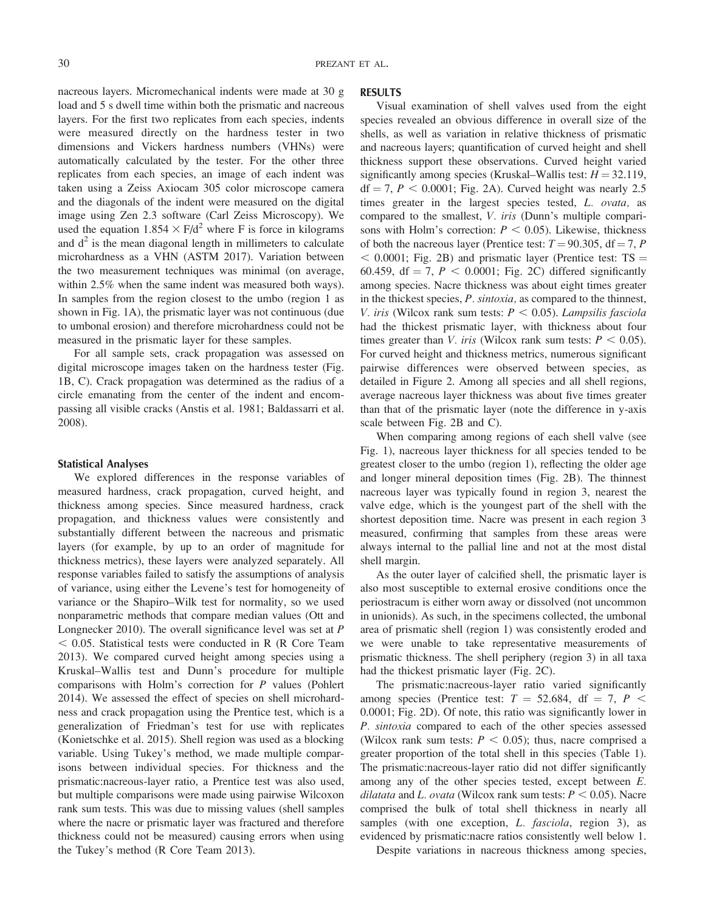nacreous layers. Micromechanical indents were made at 30 g load and 5 s dwell time within both the prismatic and nacreous layers. For the first two replicates from each species, indents were measured directly on the hardness tester in two dimensions and Vickers hardness numbers (VHNs) were automatically calculated by the tester. For the other three replicates from each species, an image of each indent was taken using a Zeiss Axiocam 305 color microscope camera and the diagonals of the indent were measured on the digital image using Zen 2.3 software (Carl Zeiss Microscopy). We used the equation $1.854 \times F/d^2$ where F is force in kilograms and $d^2$ is the mean diagonal length in millimeters to calculate microhardness as a VHN (ASTM 2017). Variation between the two measurement techniques was minimal (on average, within 2.5% when the same indent was measured both ways). In samples from the region closest to the umbo (region 1 as shown in Fig. 1A), the prismatic layer was not continuous (due to umbonal erosion) and therefore microhardness could not be measured in the prismatic layer for these samples.

For all sample sets, crack propagation was assessed on digital microscope images taken on the hardness tester (Fig. 1B, C). Crack propagation was determined as the radius of a circle emanating from the center of the indent and encompassing all visible cracks (Anstis et al. 1981; Baldassarri et al. 2008).

### Statistical Analyses

We explored differences in the response variables of measured hardness, crack propagation, curved height, and thickness among species. Since measured hardness, crack propagation, and thickness values were consistently and substantially different between the nacreous and prismatic layers (for example, by up to an order of magnitude for thickness metrics), these layers were analyzed separately. All response variables failed to satisfy the assumptions of analysis of variance, using either the Levene's test for homogeneity of variance or the Shapiro–Wilk test for normality, so we used nonparametric methods that compare median values (Ott and Longnecker 2010). The overall significance level was set at $P < 0.05$. Statistical tests were conducted in R (R Core Team 2013). We compared curved height among species using a Kruskal–Wallis test and Dunn's procedure for multiple comparisons with Holm's correction for $P$ values (Pohlert 2014). We assessed the effect of species on shell microhardness and crack propagation using the Prentice test, which is a generalization of Friedman's test for use with replicates (Konietschke et al. 2015). Shell region was used as a blocking variable. Using Tukey's method, we made multiple comparisons between individual species. For thickness and the prismatic:nacreous-layer ratio, a Prentice test was also used, but multiple comparisons were made using pairwise Wilcoxon rank sum tests. This was due to missing values (shell samples where the nacre or prismatic layer was fractured and therefore thickness could not be measured) causing errors when using the Tukey's method (R Core Team 2013).

## RESULTS

Visual examination of shell valves used from the eight species revealed an obvious difference in overall size of the shells, as well as variation in relative thickness of prismatic and nacreous layers; quantification of curved height and shell thickness support these observations. Curved height varied significantly among species (Kruskal–Wallis test: $H = 32.119$, $df = 7$, $P < 0.0001$; Fig. 2A). Curved height was nearly 2.5 times greater in the largest species tested, *L. ovata,* as compared to the smallest, *V. iris* (Dunn's multiple comparisons with Holm's correction: $P < 0.05$). Likewise, thickness of both the nacreous layer (Prentice test: $T = 90.305$, $df = 7$, $P < 0.0001$; Fig. 2B) and prismatic layer (Prentice test: $TS = 60.459$, $df = 7$, $P < 0.0001$; Fig. 2C) differed significantly among species. Nacre thickness was about eight times greater in the thickest species, *P. sintoxia,* as compared to the thinnest, *V. iris* (Wilcox rank sum tests: $P < 0.05$). *Lampsilis fasciola* had the thickest prismatic layer, with thickness about four times greater than *V. iris* (Wilcox rank sum tests: $P < 0.05$). For curved height and thickness metrics, numerous significant pairwise differences were observed between species, as detailed in Figure 2. Among all species and all shell regions, average nacreous layer thickness was about five times greater than that of the prismatic layer (note the difference in y-axis scale between Fig. 2B and C).

When comparing among regions of each shell valve (see Fig. 1), nacreous layer thickness for all species tended to be greatest closer to the umbo (region 1), reflecting the older age and longer mineral deposition times (Fig. 2B). The thinnest nacreous layer was typically found in region 3, nearest the valve edge, which is the youngest part of the shell with the shortest deposition time. Nacre was present in each region 3 measured, confirming that samples from these areas were always internal to the pallial line and not at the most distal shell margin.

As the outer layer of calcified shell, the prismatic layer is also most susceptible to external erosive conditions once the periostracum is either worn away or dissolved (not uncommon in unionids). As such, in the specimens collected, the umbonal area of prismatic shell (region 1) was consistently eroded and we were unable to take representative measurements of prismatic thickness. The shell periphery (region 3) in all taxa had the thickest prismatic layer (Fig. 2C).

The prismatic:nacreous-layer ratio varied significantly among species (Prentice test: $T = 52.684$, $df = 7$, $P < 0.0001$; Fig. 2D). Of note, this ratio was significantly lower in *P. sintoxia* compared to each of the other species assessed (Wilcox rank sum tests: $P < 0.05$); thus, nacre comprised a greater proportion of the total shell in this species (Table 1). The prismatic:nacreous-layer ratio did not differ significantly among any of the other species tested, except between *E. dilatata* and *L. ovata* (Wilcox rank sum tests: $P < 0.05$). Nacre comprised the bulk of total shell thickness in nearly all samples (with one exception, *L. fasciola*, region 3), as evidenced by prismatic:nacre ratios consistently well below 1.

Despite variations in nacreous thickness among species,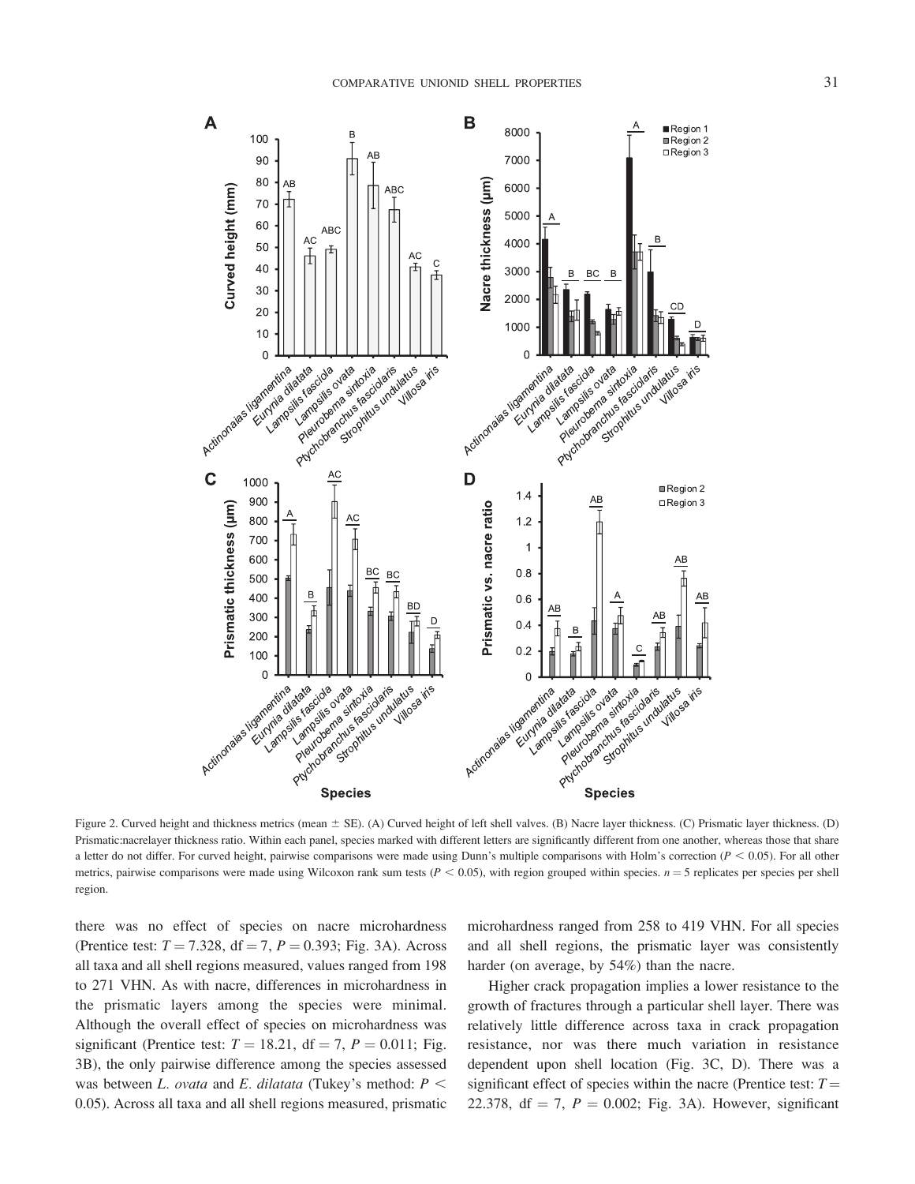Figure 2. Curved height and thickness metrics (mean ± SE). (A) Curved height of left shell valves. (B) Nacre layer thickness. (C) Prismatic layer thickness. (D) Prismatic:nacrelayer thickness ratio. Within each panel, species marked with different letters are significantly different from one another, whereas those that share a letter do not differ. For curved height, pairwise comparisons were made using Dunn's multiple comparisons with Holm's correction ($P < 0.05$). For all other metrics, pairwise comparisons were made using Wilcoxon rank sum tests ($P < 0.05$), with region grouped within species. $n = 5$ replicates per species per shell region.

there was no effect of species on nacre microhardness (Prentice test: $T = 7.328$, df $= 7$, $P = 0.393$; Fig. 3A). Across all taxa and all shell regions measured, values ranged from 198 to 271 VHN. As with nacre, differences in microhardness in the prismatic layers among the species were minimal. Although the overall effect of species on microhardness was significant (Prentice test: $T = 18.21$, df $= 7$, $P = 0.011$; Fig. 3B), the only pairwise difference among the species assessed was between *L. ovata* and *E. dilatata* (Tukey's method: $P < 0.05$). Across all taxa and all shell regions measured, prismatic microhardness ranged from 258 to 419 VHN. For all species and all shell regions, the prismatic layer was consistently harder (on average, by 54%) than the nacre.

Higher crack propagation implies a lower resistance to the growth of fractures through a particular shell layer. There was relatively little difference across taxa in crack propagation resistance, nor was there much variation in resistance dependent upon shell location (Fig. 3C, D). There was a significant effect of species within the nacre (Prentice test: $T = 22.378$, df $= 7$, $P = 0.002$; Fig. 3A). However, significant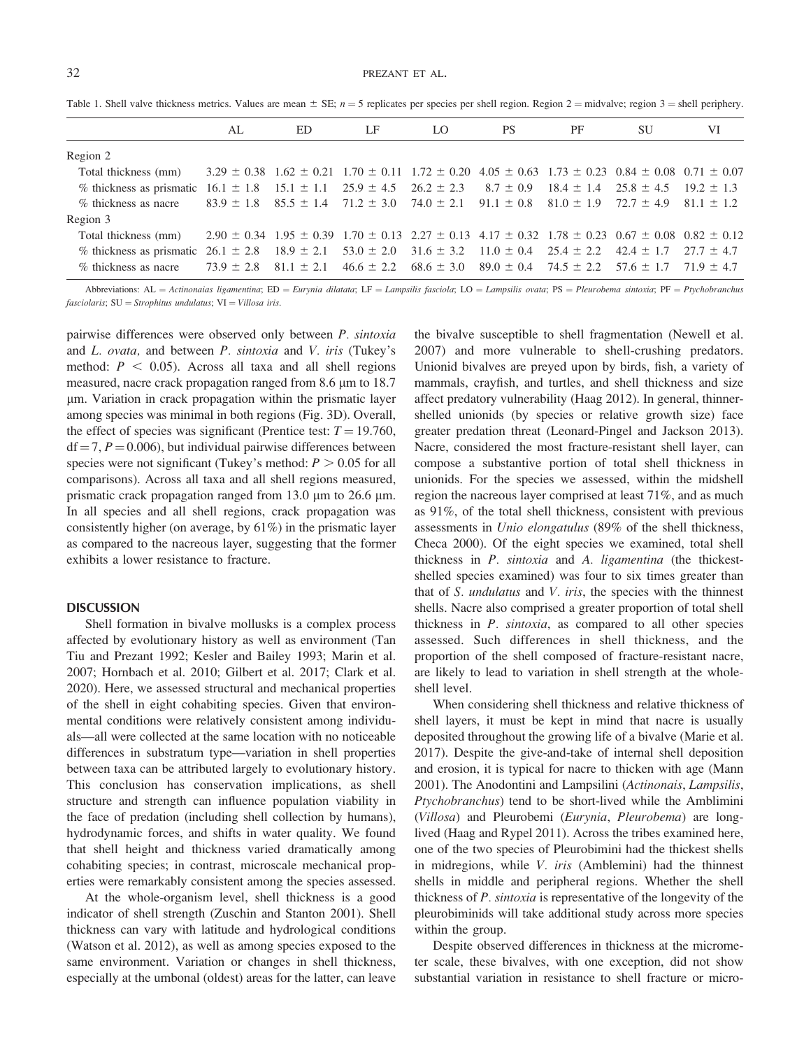Table 1. Shell valve thickness metrics. Values are mean ± SE; $n = 5$ replicates per species per shell region. Region 2 = midvalve; region 3 = shell periphery.

| | AL | ED | LF | LO | PS | PF | SU | VI |
|---|---|---|---|---|---|---|---|---|
| Region 2 | | | | | | | | |
| Total thickness (mm) | 3.29 ± 0.38 | 1.62 ± 0.21 | 1.70 ± 0.11 | 1.72 ± 0.20 | 4.05 ± 0.63 | 1.73 ± 0.23 | 0.84 ± 0.08 | 0.71 ± 0.07 |
| % thickness as prismatic | 16.1 ± 1.8 | 15.1 ± 1.1 | 25.9 ± 4.5 | 26.2 ± 2.3 | 8.7 ± 0.9 | 18.4 ± 1.4 | 25.8 ± 4.5 | 19.2 ± 1.3 |
| % thickness as nacre | 83.9 ± 1.8 | 85.5 ± 1.4 | 71.2 ± 3.0 | 74.0 ± 2.1 | 91.1 ± 0.8 | 81.0 ± 1.9 | 72.7 ± 4.9 | 81.1 ± 1.2 |
| Region 3 | | | | | | | | |
| Total thickness (mm) | 2.90 ± 0.34 | 1.95 ± 0.39 | 1.70 ± 0.13 | 2.27 ± 0.13 | 4.17 ± 0.32 | 1.78 ± 0.23 | 0.67 ± 0.08 | 0.82 ± 0.12 |
| % thickness as prismatic | 26.1 ± 2.8 | 18.9 ± 2.1 | 53.0 ± 2.0 | 31.6 ± 3.2 | 11.0 ± 0.4 | 25.4 ± 2.2 | 42.4 ± 1.7 | 27.7 ± 4.7 |
| % thickness as nacre | 73.9 ± 2.8 | 81.1 ± 2.1 | 46.6 ± 2.2 | 68.6 ± 3.0 | 89.0 ± 0.4 | 74.5 ± 2.2 | 57.6 ± 1.7 | 71.9 ± 4.7 |

Abbreviations: AL = *Actinonaias ligamentina*; ED = *Eurynia dilatata*; LF = *Lampsilis fasciola*; LO = *Lampsilis ovata*; PS = *Pleurobema sintoxia*; PF = *Ptychobranchus fasciolaris*; SU = *Strophitus undulatus*; VI = *Villosa iris*.

pairwise differences were observed only between *P. sintoxia* and *L. ovata,* and between *P. sintoxia* and *V. iris* (Tukey's method: $P < 0.05$). Across all taxa and all shell regions measured, nacre crack propagation ranged from 8.6 μm to 18.7 μm. Variation in crack propagation within the prismatic layer among species was minimal in both regions (Fig. 3D). Overall, the effect of species was significant (Prentice test: $T = 19.760$, $\mathrm{df} = 7$, $P = 0.006$), but individual pairwise differences between species were not significant (Tukey's method: $P > 0.05$ for all comparisons). Across all taxa and all shell regions measured, prismatic crack propagation ranged from 13.0 μm to 26.6 μm. In all species and all shell regions, crack propagation was consistently higher (on average, by 61%) in the prismatic layer as compared to the nacreous layer, suggesting that the former exhibits a lower resistance to fracture.

## DISCUSSION

Shell formation in bivalve mollusks is a complex process affected by evolutionary history as well as environment (Tan Tiu and Prezant 1992; Kesler and Bailey 1993; Marin et al. 2007; Hornbach et al. 2010; Gilbert et al. 2017; Clark et al. 2020). Here, we assessed structural and mechanical properties of the shell in eight cohabiting species. Given that environmental conditions were relatively consistent among individuals—all were collected at the same location with no noticeable differences in substratum type—variation in shell properties between taxa can be attributed largely to evolutionary history. This conclusion has conservation implications, as shell structure and strength can influence population viability in the face of predation (including shell collection by humans), hydrodynamic forces, and shifts in water quality. We found that shell height and thickness varied dramatically among cohabiting species; in contrast, microscale mechanical properties were remarkably consistent among the species assessed.

At the whole-organism level, shell thickness is a good indicator of shell strength (Zuschin and Stanton 2001). Shell thickness can vary with latitude and hydrological conditions (Watson et al. 2012), as well as among species exposed to the same environment. Variation or changes in shell thickness, especially at the umbonal (oldest) areas for the latter, can leave the bivalve susceptible to shell fragmentation (Newell et al. 2007) and more vulnerable to shell-crushing predators. Unionid bivalves are preyed upon by birds, fish, a variety of mammals, crayfish, and turtles, and shell thickness and size affect predatory vulnerability (Haag 2012). In general, thinner-shelled unionids (by species or relative growth size) face greater predation threat (Leonard-Pingel and Jackson 2013). Nacre, considered the most fracture-resistant shell layer, can compose a substantive portion of total shell thickness in unionids. For the species we assessed, within the midshell region the nacreous layer comprised at least 71%, and as much as 91%, of the total shell thickness, consistent with previous assessments in *Unio elongatulus* (89% of the shell thickness, Checa 2000). Of the eight species we examined, total shell thickness in *P. sintoxia* and *A. ligamentina* (the thickest-shelled species examined) was four to six times greater than that of *S. undulatus* and *V. iris*, the species with the thinnest shells. Nacre also comprised a greater proportion of total shell thickness in *P. sintoxia*, as compared to all other species assessed. Such differences in shell thickness, and the proportion of the shell composed of fracture-resistant nacre, are likely to lead to variation in shell strength at the whole-shell level.

When considering shell thickness and relative thickness of shell layers, it must be kept in mind that nacre is usually deposited throughout the growing life of a bivalve (Marie et al. 2017). Despite the give-and-take of internal shell deposition and erosion, it is typical for nacre to thicken with age (Mann 2001). The Anodontini and Lampsilini (*Actinonais*, *Lampsilis*, *Ptychobranchus*) tend to be short-lived while the Amblimini (*Villosa*) and Pleurobemi (*Eurynia*, *Pleurobema*) are long-lived (Haag and Rypel 2011). Across the tribes examined here, one of the two species of Pleurobimini had the thickest shells in midregions, while *V. iris* (Amblemini) had the thinnest shells in middle and peripheral regions. Whether the shell thickness of *P. sintoxia* is representative of the longevity of the pleurobiminids will take additional study across more species within the group.

Despite observed differences in thickness at the micrometer scale, these bivalves, with one exception, did not show substantial variation in resistance to shell fracture or micro-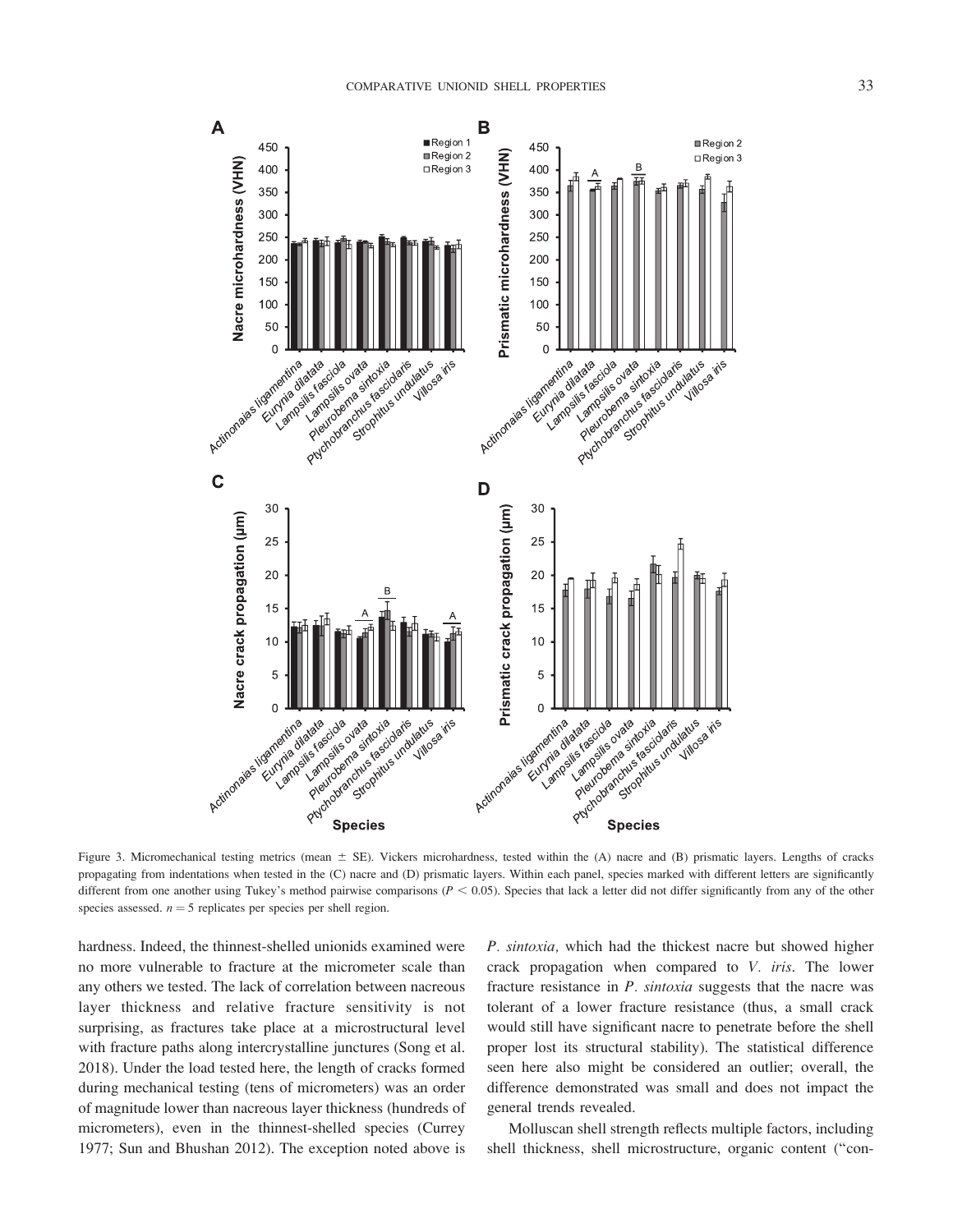A

Nacre microhardness (VHN)

450
400
350
300
250
200
150
100
50
0

■ Region 1
■ Region 2
□ Region 3

Actinonaias ligamentina
Eurynia dilatata
Lampsilis fasciola
Lampsilis ovata
Pleurobema sintoxia
Ptychobranchus fasciolaris
Strophitus undulatus
Villosa iris

B

Prismatic microhardness (VHN)

450
400
350
300
250
200
150
100
50
0

■ Region 2
□ Region 3

A
B

Actinonaias ligamentina
Eurynia dilatata
Lampsilis fasciola
Lampsilis ovata
Pleurobema sintoxia
Ptychobranchus fasciolaris
Strophitus undulatus
Villosa iris

C

Nacre crack propagation (μm)

30
25
20
15
10
5
0

A
B
A

Actinonaias ligamentina
Eurynia dilatata
Lampsilis fasciola
Lampsilis ovata
Pleurobema sintoxia
Ptychobranchus fasciolaris
Strophitus undulatus
Villosa iris

Species

D

Prismatic crack propagation (μm)

30
25
20
15
10
5
0

Actinonaias ligamentina
Eurynia dilatata
Lampsilis fasciola
Lampsilis ovata
Pleurobema sintoxia
Ptychobranchus fasciolaris
Strophitus undulatus
Villosa iris

Species

Figure 3. Micromechanical testing metrics (mean ± SE). Vickers microhardness, tested within the (A) nacre and (B) prismatic layers. Lengths of cracks propagating from indentations when tested in the (C) nacre and (D) prismatic layers. Within each panel, species marked with different letters are significantly different from one another using Tukey's method pairwise comparisons ($P < 0.05$). Species that lack a letter did not differ significantly from any of the other species assessed. $n = 5$ replicates per species per shell region.

hardness. Indeed, the thinnest-shelled unionids examined were no more vulnerable to fracture at the micrometer scale than any others we tested. The lack of correlation between nacreous layer thickness and relative fracture sensitivity is not surprising, as fractures take place at a microstructural level with fracture paths along intercrystalline junctures (Song et al. 2018). Under the load tested here, the length of cracks formed during mechanical testing (tens of micrometers) was an order of magnitude lower than nacreous layer thickness (hundreds of micrometers), even in the thinnest-shelled species (Currey 1977; Sun and Bhushan 2012). The exception noted above is *P. sintoxia,* which had the thickest nacre but showed higher crack propagation when compared to *V. iris*. The lower fracture resistance in *P. sintoxia* suggests that the nacre was tolerant of a lower fracture resistance (thus, a small crack would still have significant nacre to penetrate before the shell proper lost its structural stability). The statistical difference seen here also might be considered an outlier; overall, the difference demonstrated was small and does not impact the general trends revealed.

Molluscan shell strength reflects multiple factors, including shell thickness, shell microstructure, organic content ("con-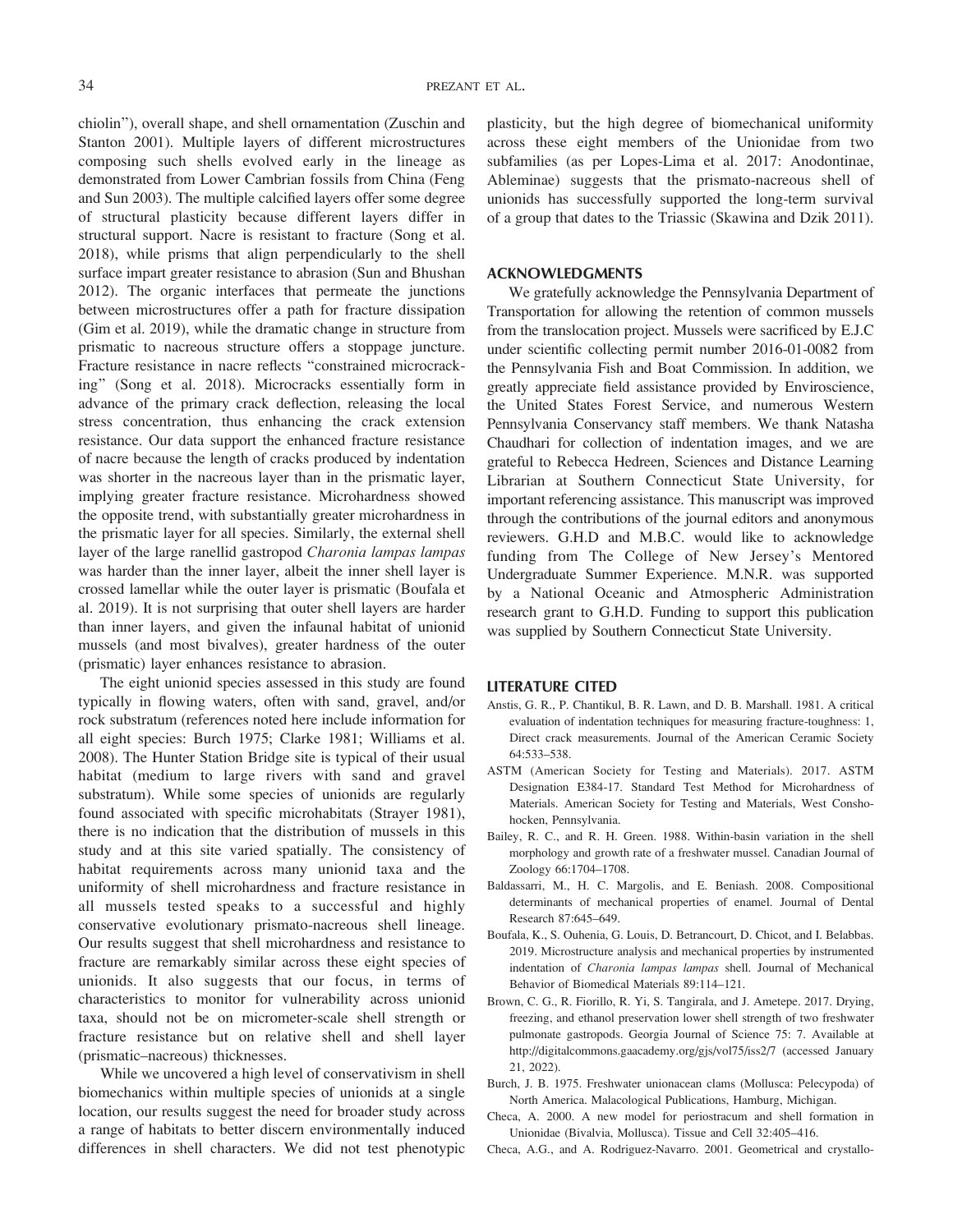chiolin"), overall shape, and shell ornamentation (Zuschin and Stanton 2001). Multiple layers of different microstructures composing such shells evolved early in the lineage as demonstrated from Lower Cambrian fossils from China (Feng and Sun 2003). The multiple calcified layers offer some degree of structural plasticity because different layers differ in structural support. Nacre is resistant to fracture (Song et al. 2018), while prisms that align perpendicularly to the shell surface impart greater resistance to abrasion (Sun and Bhushan 2012). The organic interfaces that permeate the junctions between microstructures offer a path for fracture dissipation (Gim et al. 2019), while the dramatic change in structure from prismatic to nacreous structure offers a stoppage juncture. Fracture resistance in nacre reflects "constrained microcracking" (Song et al. 2018). Microcracks essentially form in advance of the primary crack deflection, releasing the local stress concentration, thus enhancing the crack extension resistance. Our data support the enhanced fracture resistance of nacre because the length of cracks produced by indentation was shorter in the nacreous layer than in the prismatic layer, implying greater fracture resistance. Microhardness showed the opposite trend, with substantially greater microhardness in the prismatic layer for all species. Similarly, the external shell layer of the large ranellid gastropod *Charonia lampas lampas* was harder than the inner layer, albeit the inner shell layer is crossed lamellar while the outer layer is prismatic (Boufala et al. 2019). It is not surprising that outer shell layers are harder than inner layers, and given the infaunal habitat of unionid mussels (and most bivalves), greater hardness of the outer (prismatic) layer enhances resistance to abrasion.

The eight unionid species assessed in this study are found typically in flowing waters, often with sand, gravel, and/or rock substratum (references noted here include information for all eight species: Burch 1975; Clarke 1981; Williams et al. 2008). The Hunter Station Bridge site is typical of their usual habitat (medium to large rivers with sand and gravel substratum). While some species of unionids are regularly found associated with specific microhabitats (Strayer 1981), there is no indication that the distribution of mussels in this study and at this site varied spatially. The consistency of habitat requirements across many unionid taxa and the uniformity of shell microhardness and fracture resistance in all mussels tested speaks to a successful and highly conservative evolutionary prismato-nacreous shell lineage. Our results suggest that shell microhardness and resistance to fracture are remarkably similar across these eight species of unionids. It also suggests that our focus, in terms of characteristics to monitor for vulnerability across unionid taxa, should not be on micrometer-scale shell strength or fracture resistance but on relative shell and shell layer (prismatic–nacreous) thicknesses.

While we uncovered a high level of conservativism in shell biomechanics within multiple species of unionids at a single location, our results suggest the need for broader study across a range of habitats to better discern environmentally induced differences in shell characters. We did not test phenotypic plasticity, but the high degree of biomechanical uniformity across these eight members of the Unionidae from two subfamilies (as per Lopes-Lima et al. 2017: Anodontinae, Ableminae) suggests that the prismato-nacreous shell of unionids has successfully supported the long-term survival of a group that dates to the Triassic (Skawina and Dzik 2011).

## ACKNOWLEDGMENTS

We gratefully acknowledge the Pennsylvania Department of Transportation for allowing the retention of common mussels from the translocation project. Mussels were sacrificed by E.J.C under scientific collecting permit number 2016-01-0082 from the Pennsylvania Fish and Boat Commission. In addition, we greatly appreciate field assistance provided by Enviroscience, the United States Forest Service, and numerous Western Pennsylvania Conservancy staff members. We thank Natasha Chaudhari for collection of indentation images, and we are grateful to Rebecca Hedreen, Sciences and Distance Learning Librarian at Southern Connecticut State University, for important referencing assistance. This manuscript was improved through the contributions of the journal editors and anonymous reviewers. G.H.D and M.B.C. would like to acknowledge funding from The College of New Jersey's Mentored Undergraduate Summer Experience. M.N.R. was supported by a National Oceanic and Atmospheric Administration research grant to G.H.D. Funding to support this publication was supplied by Southern Connecticut State University.

## LITERATURE CITED

Anstis, G. R., P. Chantikul, B. R. Lawn, and D. B. Marshall. 1981. A critical evaluation of indentation techniques for measuring fracture-toughness: 1, Direct crack measurements. Journal of the American Ceramic Society 64:533–538.

ASTM (American Society for Testing and Materials). 2017. ASTM Designation E384-17. Standard Test Method for Microhardness of Materials. American Society for Testing and Materials, West Conshohocken, Pennsylvania.

Bailey, R. C., and R. H. Green. 1988. Within-basin variation in the shell morphology and growth rate of a freshwater mussel. Canadian Journal of Zoology 66:1704–1708.

Baldassarri, M., H. C. Margolis, and E. Beniash. 2008. Compositional determinants of mechanical properties of enamel. Journal of Dental Research 87:645–649.

Boufala, K., S. Ouhenia, G. Louis, D. Betrancourt, D. Chicot, and I. Belabbas. 2019. Microstructure analysis and mechanical properties by instrumented indentation of *Charonia lampas lampas* shell. Journal of Mechanical Behavior of Biomedical Materials 89:114–121.

Brown, C. G., R. Fiorillo, R. Yi, S. Tangirala, and J. Ametepe. 2017. Drying, freezing, and ethanol preservation lower shell strength of two freshwater pulmonate gastropods. Georgia Journal of Science 75: 7. Available at http://digitalcommons.gaacademy.org/gjs/vol75/iss2/7 (accessed January 21, 2022).

Burch, J. B. 1975. Freshwater unionacean clams (Mollusca: Pelecypoda) of North America. Malacological Publications, Hamburg, Michigan.

Checa, A. 2000. A new model for periostracum and shell formation in Unionidae (Bivalvia, Mollusca). Tissue and Cell 32:405–416.

Checa, A.G., and A. Rodriguez-Navarro. 2001. Geometrical and crystallo-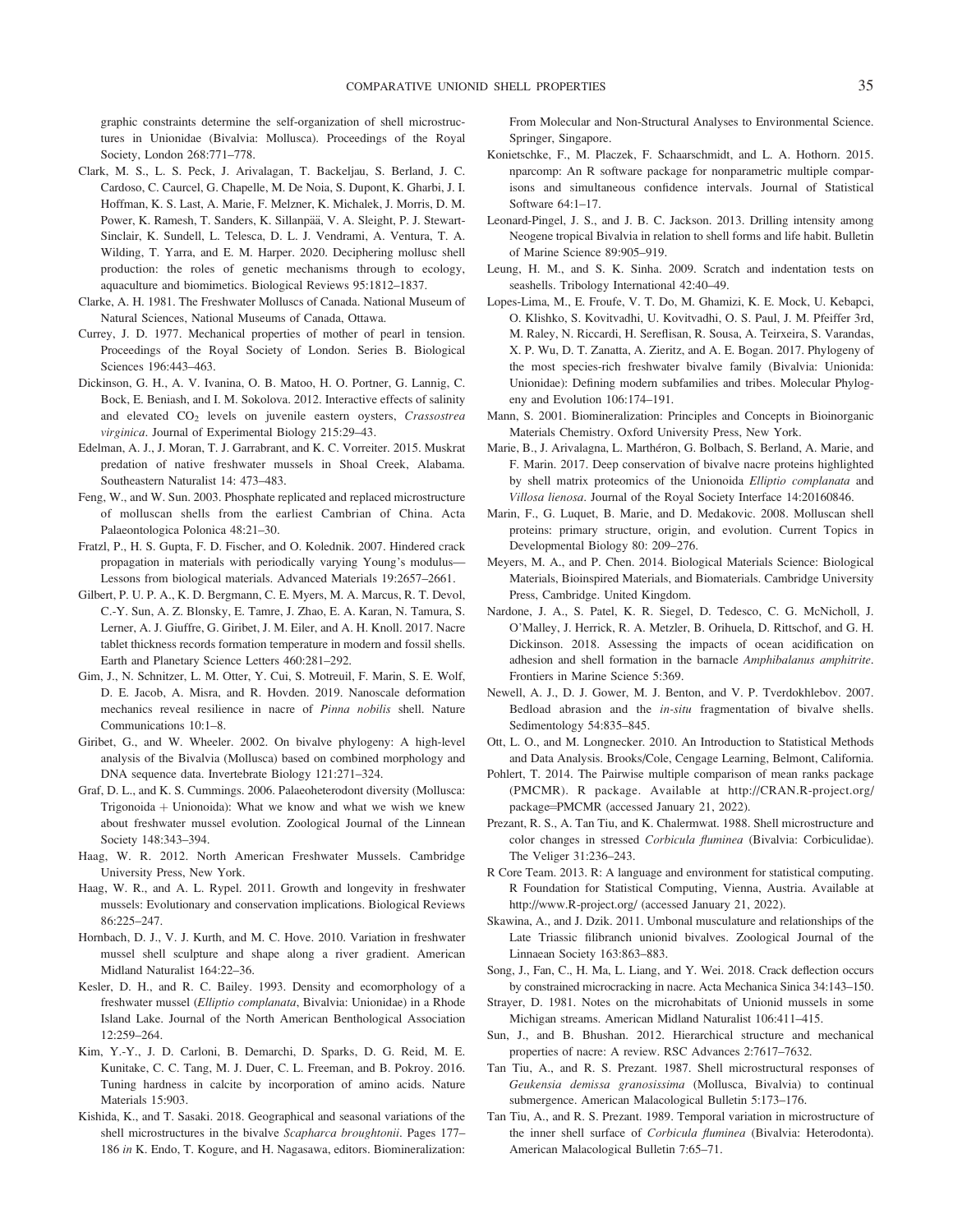graphic constraints determine the self-organization of shell microstructures in Unionidae (Bivalvia: Mollusca). Proceedings of the Royal Society, London 268:771–778.

Clark, M. S., L. S. Peck, J. Arivalagan, T. Backeljau, S. Berland, J. C. Cardoso, C. Caurcel, G. Chapelle, M. De Noia, S. Dupont, K. Gharbi, J. I. Hoffman, K. S. Last, A. Marie, F. Melzner, K. Michalek, J. Morris, D. M. Power, K. Ramesh, T. Sanders, K. Sillanpää, V. A. Sleight, P. J. Stewart-Sinclair, K. Sundell, L. Telesca, D. L. J. Vendrami, A. Ventura, T. A. Wilding, T. Yarra, and E. M. Harper. 2020. Deciphering mollusc shell production: the roles of genetic mechanisms through to ecology, aquaculture and biomimetics. Biological Reviews 95:1812–1837.

Clarke, A. H. 1981. The Freshwater Molluscs of Canada. National Museum of Natural Sciences, National Museums of Canada, Ottawa.

Currey, J. D. 1977. Mechanical properties of mother of pearl in tension. Proceedings of the Royal Society of London. Series B. Biological Sciences 196:443–463.

Dickinson, G. H., A. V. Ivanina, O. B. Matoo, H. O. Portner, G. Lannig, C. Bock, E. Beniash, and I. M. Sokolova. 2012. Interactive effects of salinity and elevated $CO_2$ levels on juvenile eastern oysters, *Crassostrea virginica*. Journal of Experimental Biology 215:29–43.

Edelman, A. J., J. Moran, T. J. Garrabrant, and K. C. Vorreiter. 2015. Muskrat predation of native freshwater mussels in Shoal Creek, Alabama. Southeastern Naturalist 14: 473–483.

Feng, W., and W. Sun. 2003. Phosphate replicated and replaced microstructure of molluscan shells from the earliest Cambrian of China. Acta Palaeontologica Polonica 48:21–30.

Fratzl, P., H. S. Gupta, F. D. Fischer, and O. Kolednik. 2007. Hindered crack propagation in materials with periodically varying Young's modulus—Lessons from biological materials. Advanced Materials 19:2657–2661.

Gilbert, P. U. P. A., K. D. Bergmann, C. E. Myers, M. A. Marcus, R. T. Devol, C.-Y. Sun, A. Z. Blonsky, E. Tamre, J. Zhao, E. A. Karan, N. Tamura, S. Lerner, A. J. Giuffre, G. Giribet, J. M. Eiler, and A. H. Knoll. 2017. Nacre tablet thickness records formation temperature in modern and fossil shells. Earth and Planetary Science Letters 460:281–292.

Gim, J., N. Schnitzer, L. M. Otter, Y. Cui, S. Motreuil, F. Marin, S. E. Wolf, D. E. Jacob, A. Misra, and R. Hovden. 2019. Nanoscale deformation mechanics reveal resilience in nacre of *Pinna nobilis* shell. Nature Communications 10:1–8.

Giribet, G., and W. Wheeler. 2002. On bivalve phylogeny: A high-level analysis of the Bivalvia (Mollusca) based on combined morphology and DNA sequence data. Invertebrate Biology 121:271–324.

Graf, D. L., and K. S. Cummings. 2006. Palaeoheterodont diversity (Mollusca: Trigonoida + Unionoida): What we know and what we wish we knew about freshwater mussel evolution. Zoological Journal of the Linnean Society 148:343–394.

Haag, W. R. 2012. North American Freshwater Mussels. Cambridge University Press, New York.

Haag, W. R., and A. L. Rypel. 2011. Growth and longevity in freshwater mussels: Evolutionary and conservation implications. Biological Reviews 86:225–247.

Hornbach, D. J., V. J. Kurth, and M. C. Hove. 2010. Variation in freshwater mussel shell sculpture and shape along a river gradient. American Midland Naturalist 164:22–36.

Kesler, D. H., and R. C. Bailey. 1993. Density and ecomorphology of a freshwater mussel (*Elliptio complanata*, Bivalvia: Unionidae) in a Rhode Island Lake. Journal of the North American Benthological Association 12:259–264.

Kim, Y.-Y., J. D. Carloni, B. Demarchi, D. Sparks, D. G. Reid, M. E. Kunitake, C. C. Tang, M. J. Duer, C. L. Freeman, and B. Pokroy. 2016. Tuning hardness in calcite by incorporation of amino acids. Nature Materials 15:903.

Kishida, K., and T. Sasaki. 2018. Geographical and seasonal variations of the shell microstructures in the bivalve *Scapharca broughtonii*. Pages 177–186 *in* K. Endo, T. Kogure, and H. Nagasawa, editors. Biomineralization: From Molecular and Non-Structural Analyses to Environmental Science. Springer, Singapore.

Konietschke, F., M. Placzek, F. Schaarschmidt, and L. A. Hothorn. 2015. nparcomp: An R software package for nonparametric multiple comparisons and simultaneous confidence intervals. Journal of Statistical Software 64:1–17.

Leonard-Pingel, J. S., and J. B. C. Jackson. 2013. Drilling intensity among Neogene tropical Bivalvia in relation to shell forms and life habit. Bulletin of Marine Science 89:905–919.

Leung, H. M., and S. K. Sinha. 2009. Scratch and indentation tests on seashells. Tribology International 42:40–49.

Lopes-Lima, M., E. Froufe, V. T. Do, M. Ghamizi, K. E. Mock, U. Kebapci, O. Klishko, S. Kovitvadhi, U. Kovitvadhi, O. S. Paul, J. M. Pfeiffer 3rd, M. Raley, N. Riccardi, H. Sereflisan, R. Sousa, A. Teirxeira, S. Varandas, X. P. Wu, D. T. Zanatta, A. Zieritz, and A. E. Bogan. 2017. Phylogeny of the most species-rich freshwater bivalve family (Bivalvia: Unionida: Unionidae): Defining modern subfamilies and tribes. Molecular Phylogeny and Evolution 106:174–191.

Mann, S. 2001. Biomineralization: Principles and Concepts in Bioinorganic Materials Chemistry. Oxford University Press, New York.

Marie, B., J. Arivalagna, L. Marthéron, G. Bolbach, S. Berland, A. Marie, and F. Marin. 2017. Deep conservation of bivalve nacre proteins highlighted by shell matrix proteomics of the Unionoida *Elliptio complanata* and *Villosa lienosa*. Journal of the Royal Society Interface 14:20160846.

Marin, F., G. Luquet, B. Marie, and D. Medakovic. 2008. Molluscan shell proteins: primary structure, origin, and evolution. Current Topics in Developmental Biology 80: 209–276.

Meyers, M. A., and P. Chen. 2014. Biological Materials Science: Biological Materials, Bioinspired Materials, and Biomaterials. Cambridge University Press, Cambridge. United Kingdom.

Nardone, J. A., S. Patel, K. R. Siegel, D. Tedesco, C. G. McNicholl, J. O'Malley, J. Herrick, R. A. Metzler, B. Orihuela, D. Rittschof, and G. H. Dickinson. 2018. Assessing the impacts of ocean acidification on adhesion and shell formation in the barnacle *Amphibalanus amphitrite*. Frontiers in Marine Science 5:369.

Newell, A. J., D. J. Gower, M. J. Benton, and V. P. Tverdokhlebov. 2007. Bedload abrasion and the *in-situ* fragmentation of bivalve shells. Sedimentology 54:835–845.

Ott, L. O., and M. Longnecker. 2010. An Introduction to Statistical Methods and Data Analysis. Brooks/Cole, Cengage Learning, Belmont, California.

Pohlert, T. 2014. The Pairwise multiple comparison of mean ranks package (PMCMR). R package. Available at http://CRAN.R-project.org/package=PMCMR (accessed January 21, 2022).

Prezant, R. S., A. Tan Tiu, and K. Chalermwat. 1988. Shell microstructure and color changes in stressed *Corbicula fluminea* (Bivalvia: Corbiculidae). The Veliger 31:236–243.

R Core Team. 2013. R: A language and environment for statistical computing. R Foundation for Statistical Computing, Vienna, Austria. Available at http://www.R-project.org/ (accessed January 21, 2022).

Skawina, A., and J. Dzik. 2011. Umbonal musculature and relationships of the Late Triassic filibranch unionid bivalves. Zoological Journal of the Linnaean Society 163:863–883.

Song, J., Fan, C., H. Ma, L. Liang, and Y. Wei. 2018. Crack deflection occurs by constrained microcracking in nacre. Acta Mechanica Sinica 34:143–150.

Strayer, D. 1981. Notes on the microhabitats of Unionid mussels in some Michigan streams. American Midland Naturalist 106:411–415.

Sun, J., and B. Bhushan. 2012. Hierarchical structure and mechanical properties of nacre: A review. RSC Advances 2:7617–7632.

Tan Tiu, A., and R. S. Prezant. 1987. Shell microstructural responses of *Geukensia demissa granosissima* (Mollusca, Bivalvia) to continual submergence. American Malacological Bulletin 5:173–176.

Tan Tiu, A., and R. S. Prezant. 1989. Temporal variation in microstructure of the inner shell surface of *Corbicula fluminea* (Bivalvia: Heterodonta). American Malacological Bulletin 7:65–71.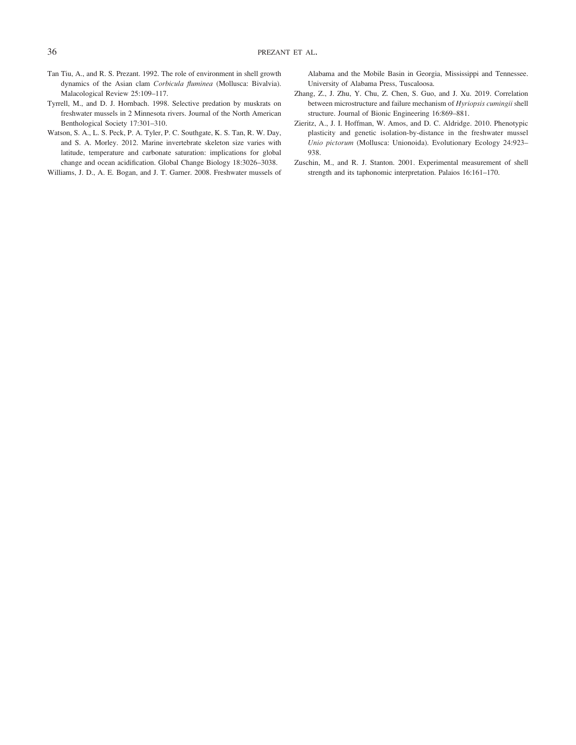Tan Tiu, A., and R. S. Prezant. 1992. The role of environment in shell growth dynamics of the Asian clam *Corbicula fluminea* (Mollusca: Bivalvia). Malacological Review 25:109–117.

Tyrrell, M., and D. J. Hornbach. 1998. Selective predation by muskrats on freshwater mussels in 2 Minnesota rivers. Journal of the North American Benthological Society 17:301–310.

Watson, S. A., L. S. Peck, P. A. Tyler, P. C. Southgate, K. S. Tan, R. W. Day, and S. A. Morley. 2012. Marine invertebrate skeleton size varies with latitude, temperature and carbonate saturation: implications for global change and ocean acidification. Global Change Biology 18:3026–3038.

Williams, J. D., A. E. Bogan, and J. T. Garner. 2008. Freshwater mussels of Alabama and the Mobile Basin in Georgia, Mississippi and Tennessee. University of Alabama Press, Tuscaloosa.

Zhang, Z., J. Zhu, Y. Chu, Z. Chen, S. Guo, and J. Xu. 2019. Correlation between microstructure and failure mechanism of *Hyriopsis cumingii* shell structure. Journal of Bionic Engineering 16:869–881.

Zieritz, A., J. I. Hoffman, W. Amos, and D. C. Aldridge. 2010. Phenotypic plasticity and genetic isolation-by-distance in the freshwater mussel *Unio pictorum* (Mollusca: Unionoida). Evolutionary Ecology 24:923–938.

Zuschin, M., and R. J. Stanton. 2001. Experimental measurement of shell strength and its taphonomic interpretation. Palaios 16:161–170.